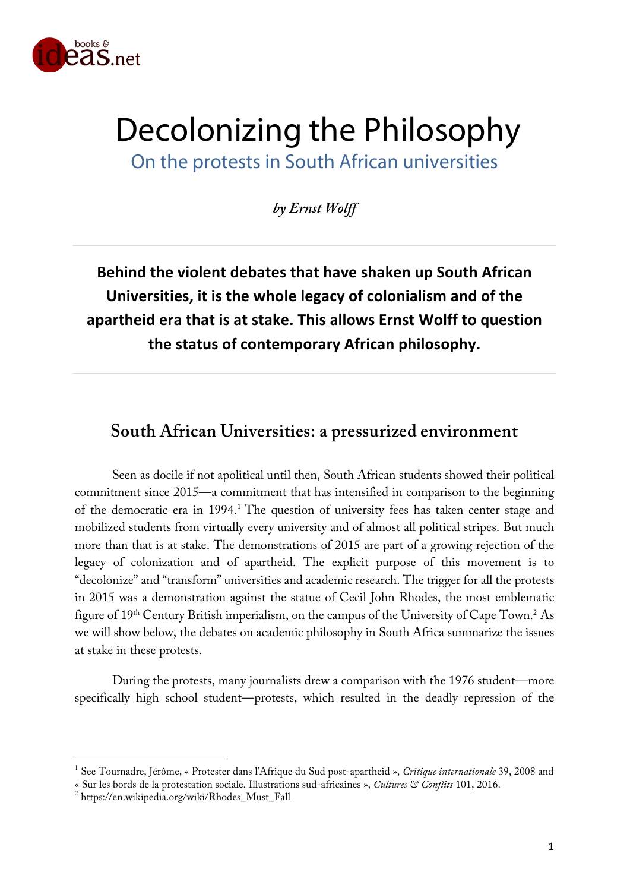# Decolonizing the Philosophy

## On the protests in South African universities

*by Ernst Wolff*

**Behind the violent debates that have shaken up South African Universities, it is the whole legacy of colonialism and of the apartheid era that is at stake. This allows Ernst Wolff to question the status of contemporary African philosophy.**

## South African Universities: a pressurized environment

Seen as docile if not apolitical until then, South African students showed their political commitment since 2015—a commitment that has intensified in comparison to the beginning of the democratic era in 1994.[1] The question of university fees has taken center stage and mobilized students from virtually every university and of almost all political stripes. But much more than that is at stake. The demonstrations of 2015 are part of a growing rejection of the legacy of colonization and of apartheid. The explicit purpose of this movement is to "decolonize" and "transform" universities and academic research. The trigger for all the protests in 2015 was a demonstration against the statue of Cecil John Rhodes, the most emblematic figure of 19th Century British imperialism, on the campus of the University of Cape Town.[2] As we will show below, the debates on academic philosophy in South Africa summarize the issues at stake in these protests.

During the protests, many journalists drew a comparison with the 1976 student—more specifically high school student—protests, which resulted in the deadly repression of the

---

[1] See Tournadre, Jérôme, « Protester dans l'Afrique du Sud post-apartheid », *Critique internationale* 39, 2008 and « Sur les bords de la protestation sociale. Illustrations sud-africaines », *Cultures & Conflits* 101, 2016.

[2] https://en.wikipedia.org/wiki/Rhodes_Must_Fall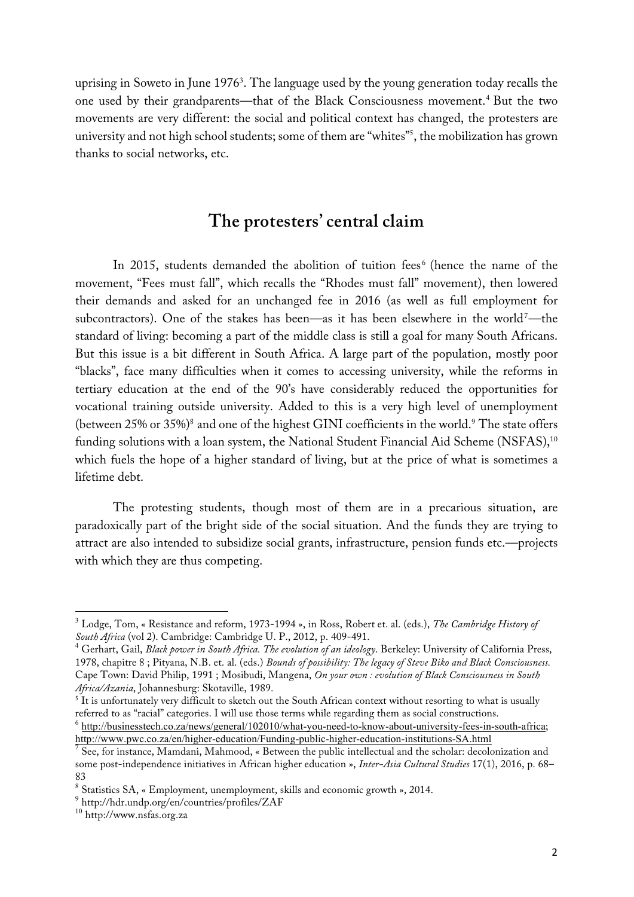uprising in Soweto in June 1976[3]. The language used by the young generation today recalls the one used by their grandparents—that of the Black Consciousness movement.[4] But the two movements are very different: the social and political context has changed, the protesters are university and not high school students; some of them are "whites"[5], the mobilization has grown thanks to social networks, etc.

## The protesters' central claim

In 2015, students demanded the abolition of tuition fees[6] (hence the name of the movement, "Fees must fall", which recalls the "Rhodes must fall" movement), then lowered their demands and asked for an unchanged fee in 2016 (as well as full employment for subcontractors). One of the stakes has been—as it has been elsewhere in the world[7]—the standard of living: becoming a part of the middle class is still a goal for many South Africans. But this issue is a bit different in South Africa. A large part of the population, mostly poor "blacks", face many difficulties when it comes to accessing university, while the reforms in tertiary education at the end of the 90's have considerably reduced the opportunities for vocational training outside university. Added to this is a very high level of unemployment (between 25% or 35%)[8] and one of the highest GINI coefficients in the world.[9] The state offers funding solutions with a loan system, the National Student Financial Aid Scheme (NSFAS),[10] which fuels the hope of a higher standard of living, but at the price of what is sometimes a lifetime debt.

The protesting students, though most of them are in a precarious situation, are paradoxically part of the bright side of the social situation. And the funds they are trying to attract are also intended to subsidize social grants, infrastructure, pension funds etc.—projects with which they are thus competing.

---

[3] Lodge, Tom, « Resistance and reform, 1973-1994 », in Ross, Robert et. al. (eds.), *The Cambridge History of South Africa* (vol 2). Cambridge: Cambridge U. P., 2012, p. 409-491.

[4] Gerhart, Gail, *Black power in South Africa. The evolution of an ideology*. Berkeley: University of California Press, 1978, chapitre 8 ; Pityana, N.B. et. al. (eds.) *Bounds of possibility: The legacy of Steve Biko and Black Consciousness.* Cape Town: David Philip, 1991 ; Mosibudi, Mangena, *On your own : evolution of Black Consciousness in South Africa/Azania*, Johannesburg: Skotaville, 1989.

[5] It is unfortunately very difficult to sketch out the South African context without resorting to what is usually referred to as "racial" categories. I will use those terms while regarding them as social constructions.

[6] http://businesstech.co.za/news/general/102010/what-you-need-to-know-about-university-fees-in-south-africa; http://www.pwc.co.za/en/higher-education/Funding-public-higher-education-institutions-SA.html

[7] See, for instance, Mamdani, Mahmood, « Between the public intellectual and the scholar: decolonization and some post-independence initiatives in African higher education », *Inter-Asia Cultural Studies* 17(1), 2016, p. 68–83

[8] Statistics SA, « Employment, unemployment, skills and economic growth », 2014.

[9] http://hdr.undp.org/en/countries/profiles/ZAF

[10] http://www.nsfas.org.za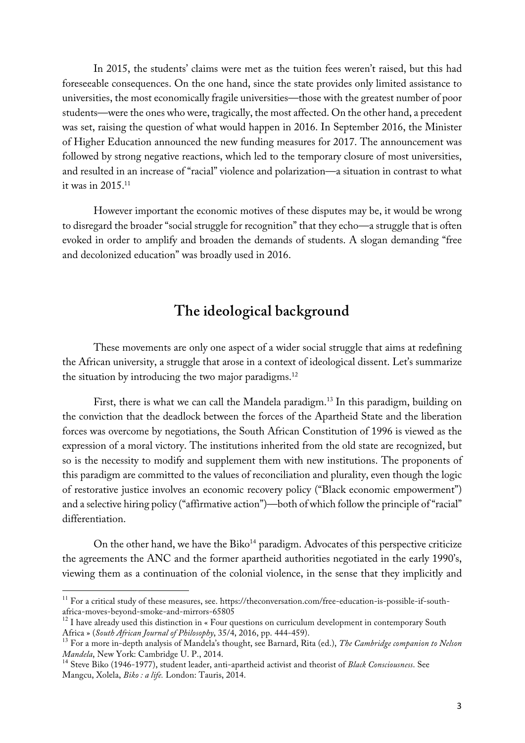In 2015, the students' claims were met as the tuition fees weren't raised, but this had foreseeable consequences. On the one hand, since the state provides only limited assistance to universities, the most economically fragile universities—those with the greatest number of poor students—were the ones who were, tragically, the most affected. On the other hand, a precedent was set, raising the question of what would happen in 2016. In September 2016, the Minister of Higher Education announced the new funding measures for 2017. The announcement was followed by strong negative reactions, which led to the temporary closure of most universities, and resulted in an increase of "racial" violence and polarization—a situation in contrast to what it was in 2015.[11]

However important the economic motives of these disputes may be, it would be wrong to disregard the broader "social struggle for recognition" that they echo—a struggle that is often evoked in order to amplify and broaden the demands of students. A slogan demanding "free and decolonized education" was broadly used in 2016.

## The ideological background

These movements are only one aspect of a wider social struggle that aims at redefining the African university, a struggle that arose in a context of ideological dissent. Let's summarize the situation by introducing the two major paradigms.[12]

First, there is what we can call the Mandela paradigm.[13] In this paradigm, building on the conviction that the deadlock between the forces of the Apartheid State and the liberation forces was overcome by negotiations, the South African Constitution of 1996 is viewed as the expression of a moral victory. The institutions inherited from the old state are recognized, but so is the necessity to modify and supplement them with new institutions. The proponents of this paradigm are committed to the values of reconciliation and plurality, even though the logic of restorative justice involves an economic recovery policy ("Black economic empowerment") and a selective hiring policy ("affirmative action")—both of which follow the principle of "racial" differentiation.

On the other hand, we have the Biko[14] paradigm. Advocates of this perspective criticize the agreements the ANC and the former apartheid authorities negotiated in the early 1990's, viewing them as a continuation of the colonial violence, in the sense that they implicitly and

---

[11] For a critical study of these measures, see. https://theconversation.com/free-education-is-possible-if-south-africa-moves-beyond-smoke-and-mirrors-65805

[12] I have already used this distinction in « Four questions on curriculum development in contemporary South Africa » (*South African Journal of Philosophy*, 35/4, 2016, pp. 444-459).

[13] For a more in-depth analysis of Mandela's thought, see Barnard, Rita (ed.), *The Cambridge companion to Nelson Mandela*, New York: Cambridge U. P., 2014.

[14] Steve Biko (1946-1977), student leader, anti-apartheid activist and theorist of *Black Consciousness*. See Mangcu, Xolela, *Biko : a life.* London: Tauris, 2014.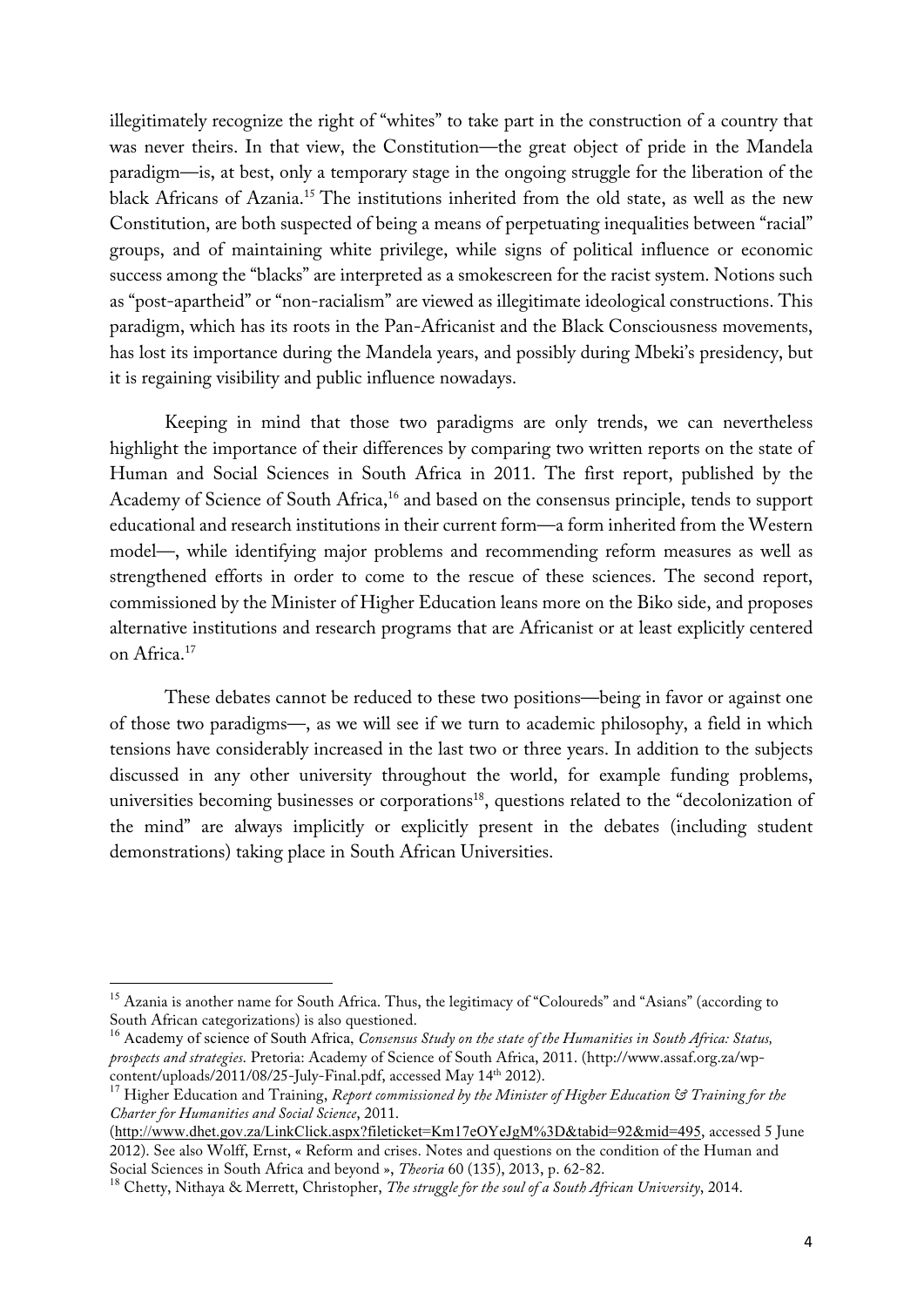illegitimately recognize the right of "whites" to take part in the construction of a country that was never theirs. In that view, the Constitution—the great object of pride in the Mandela paradigm—is, at best, only a temporary stage in the ongoing struggle for the liberation of the black Africans of Azania.[15] The institutions inherited from the old state, as well as the new Constitution, are both suspected of being a means of perpetuating inequalities between "racial" groups, and of maintaining white privilege, while signs of political influence or economic success among the "blacks" are interpreted as a smokescreen for the racist system. Notions such as "post-apartheid" or "non-racialism" are viewed as illegitimate ideological constructions. This paradigm, which has its roots in the Pan-Africanist and the Black Consciousness movements, has lost its importance during the Mandela years, and possibly during Mbeki's presidency, but it is regaining visibility and public influence nowadays.

Keeping in mind that those two paradigms are only trends, we can nevertheless highlight the importance of their differences by comparing two written reports on the state of Human and Social Sciences in South Africa in 2011. The first report, published by the Academy of Science of South Africa,[16] and based on the consensus principle, tends to support educational and research institutions in their current form—a form inherited from the Western model—, while identifying major problems and recommending reform measures as well as strengthened efforts in order to come to the rescue of these sciences. The second report, commissioned by the Minister of Higher Education leans more on the Biko side, and proposes alternative institutions and research programs that are Africanist or at least explicitly centered on Africa.[17]

These debates cannot be reduced to these two positions—being in favor or against one of those two paradigms—, as we will see if we turn to academic philosophy, a field in which tensions have considerably increased in the last two or three years. In addition to the subjects discussed in any other university throughout the world, for example funding problems, universities becoming businesses or corporations[18], questions related to the "decolonization of the mind" are always implicitly or explicitly present in the debates (including student demonstrations) taking place in South African Universities.

---

[15] Azania is another name for South Africa. Thus, the legitimacy of "Coloureds" and "Asians" (according to South African categorizations) is also questioned.

[16] Academy of science of South Africa, *Consensus Study on the state of the Humanities in South Africa: Status, prospects and strategies.* Pretoria: Academy of Science of South Africa, 2011. (http://www.assaf.org.za/wp-content/uploads/2011/08/25-July-Final.pdf, accessed May 14th 2012).

[17] Higher Education and Training, *Report commissioned by the Minister of Higher Education & Training for the Charter for Humanities and Social Science*, 2011. (http://www.dhet.gov.za/LinkClick.aspx?fileticket=Km17eOYeJgM%3D&tabid=92&mid=495, accessed 5 June 2012). See also Wolff, Ernst, « Reform and crises. Notes and questions on the condition of the Human and Social Sciences in South Africa and beyond », *Theoria* 60 (135), 2013, p. 62-82.

[18] Chetty, Nithaya & Merrett, Christopher, *The struggle for the soul of a South African University*, 2014.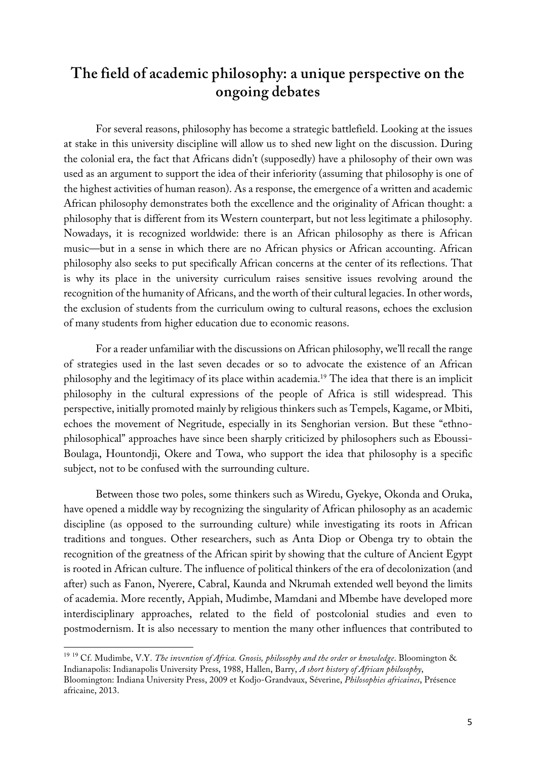## The field of academic philosophy: a unique perspective on the ongoing debates

For several reasons, philosophy has become a strategic battlefield. Looking at the issues at stake in this university discipline will allow us to shed new light on the discussion. During the colonial era, the fact that Africans didn't (supposedly) have a philosophy of their own was used as an argument to support the idea of their inferiority (assuming that philosophy is one of the highest activities of human reason). As a response, the emergence of a written and academic African philosophy demonstrates both the excellence and the originality of African thought: a philosophy that is different from its Western counterpart, but not less legitimate a philosophy. Nowadays, it is recognized worldwide: there is an African philosophy as there is African music—but in a sense in which there are no African physics or African accounting. African philosophy also seeks to put specifically African concerns at the center of its reflections. That is why its place in the university curriculum raises sensitive issues revolving around the recognition of the humanity of Africans, and the worth of their cultural legacies. In other words, the exclusion of students from the curriculum owing to cultural reasons, echoes the exclusion of many students from higher education due to economic reasons.

For a reader unfamiliar with the discussions on African philosophy, we'll recall the range of strategies used in the last seven decades or so to advocate the existence of an African philosophy and the legitimacy of its place within academia.[19] The idea that there is an implicit philosophy in the cultural expressions of the people of Africa is still widespread. This perspective, initially promoted mainly by religious thinkers such as Tempels, Kagame, or Mbiti, echoes the movement of Negritude, especially in its Senghorian version. But these "ethno-philosophical" approaches have since been sharply criticized by philosophers such as Eboussi-Boulaga, Hountondji, Okere and Towa, who support the idea that philosophy is a specific subject, not to be confused with the surrounding culture.

Between those two poles, some thinkers such as Wiredu, Gyekye, Okonda and Oruka, have opened a middle way by recognizing the singularity of African philosophy as an academic discipline (as opposed to the surrounding culture) while investigating its roots in African traditions and tongues. Other researchers, such as Anta Diop or Obenga try to obtain the recognition of the greatness of the African spirit by showing that the culture of Ancient Egypt is rooted in African culture. The influence of political thinkers of the era of decolonization (and after) such as Fanon, Nyerere, Cabral, Kaunda and Nkrumah extended well beyond the limits of academia. More recently, Appiah, Mudimbe, Mamdani and Mbembe have developed more interdisciplinary approaches, related to the field of postcolonial studies and even to postmodernism. It is also necessary to mention the many other influences that contributed to

[19] [19] Cf. Mudimbe, V.Y. *The invention of Africa. Gnosis, philosophy and the order or knowledge*. Bloomington & Indianapolis: Indianapolis University Press, 1988, Hallen, Barry, *A short history of African philosophy*, Bloomington: Indiana University Press, 2009 et Kodjo-Grandvaux, Séverine, *Philosophies africaines*, Présence africaine, 2013.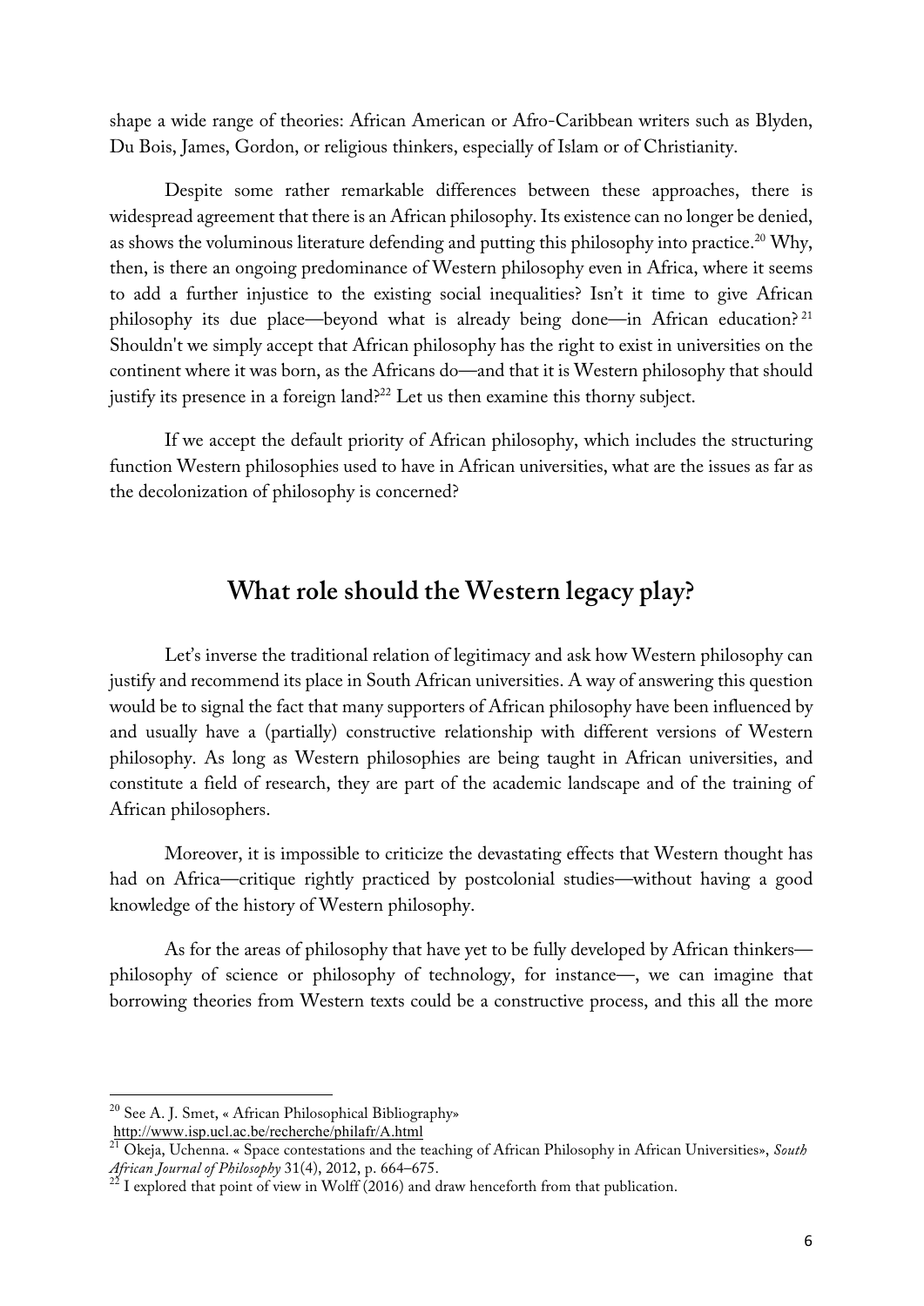shape a wide range of theories: African American or Afro-Caribbean writers such as Blyden, Du Bois, James, Gordon, or religious thinkers, especially of Islam or of Christianity.

Despite some rather remarkable differences between these approaches, there is widespread agreement that there is an African philosophy. Its existence can no longer be denied, as shows the voluminous literature defending and putting this philosophy into practice.[20] Why, then, is there an ongoing predominance of Western philosophy even in Africa, where it seems to add a further injustice to the existing social inequalities? Isn't it time to give African philosophy its due place—beyond what is already being done—in African education?[21] Shouldn't we simply accept that African philosophy has the right to exist in universities on the continent where it was born, as the Africans do—and that it is Western philosophy that should justify its presence in a foreign land?[22] Let us then examine this thorny subject.

If we accept the default priority of African philosophy, which includes the structuring function Western philosophies used to have in African universities, what are the issues as far as the decolonization of philosophy is concerned?

## What role should the Western legacy play?

Let's inverse the traditional relation of legitimacy and ask how Western philosophy can justify and recommend its place in South African universities. A way of answering this question would be to signal the fact that many supporters of African philosophy have been influenced by and usually have a (partially) constructive relationship with different versions of Western philosophy. As long as Western philosophies are being taught in African universities, and constitute a field of research, they are part of the academic landscape and of the training of African philosophers.

Moreover, it is impossible to criticize the devastating effects that Western thought has had on Africa—critique rightly practiced by postcolonial studies—without having a good knowledge of the history of Western philosophy.

As for the areas of philosophy that have yet to be fully developed by African thinkers—philosophy of science or philosophy of technology, for instance—, we can imagine that borrowing theories from Western texts could be a constructive process, and this all the more

---

[20] See A. J. Smet, « African Philosophical Bibliography» http://www.isp.ucl.ac.be/recherche/philafr/A.html

[21] Okeja, Uchenna. « Space contestations and the teaching of African Philosophy in African Universities», *South African Journal of Philosophy* 31(4), 2012, p. 664–675.

[22] I explored that point of view in Wolff (2016) and draw henceforth from that publication.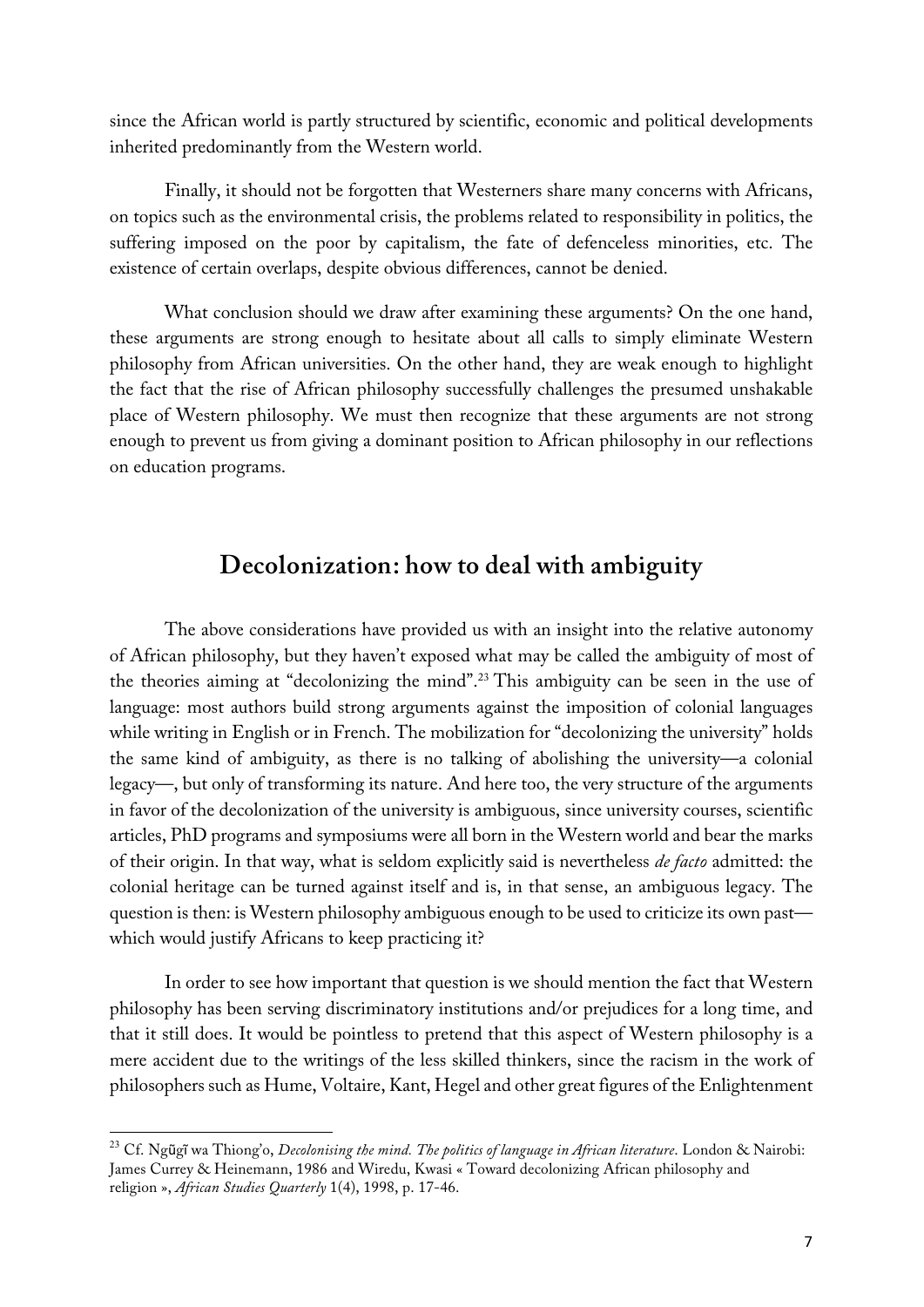since the African world is partly structured by scientific, economic and political developments inherited predominantly from the Western world.

Finally, it should not be forgotten that Westerners share many concerns with Africans, on topics such as the environmental crisis, the problems related to responsibility in politics, the suffering imposed on the poor by capitalism, the fate of defenceless minorities, etc. The existence of certain overlaps, despite obvious differences, cannot be denied.

What conclusion should we draw after examining these arguments? On the one hand, these arguments are strong enough to hesitate about all calls to simply eliminate Western philosophy from African universities. On the other hand, they are weak enough to highlight the fact that the rise of African philosophy successfully challenges the presumed unshakable place of Western philosophy. We must then recognize that these arguments are not strong enough to prevent us from giving a dominant position to African philosophy in our reflections on education programs.

## Decolonization: how to deal with ambiguity

The above considerations have provided us with an insight into the relative autonomy of African philosophy, but they haven't exposed what may be called the ambiguity of most of the theories aiming at "decolonizing the mind".[23] This ambiguity can be seen in the use of language: most authors build strong arguments against the imposition of colonial languages while writing in English or in French. The mobilization for "decolonizing the university" holds the same kind of ambiguity, as there is no talking of abolishing the university—a colonial legacy—, but only of transforming its nature. And here too, the very structure of the arguments in favor of the decolonization of the university is ambiguous, since university courses, scientific articles, PhD programs and symposiums were all born in the Western world and bear the marks of their origin. In that way, what is seldom explicitly said is nevertheless *de facto* admitted: the colonial heritage can be turned against itself and is, in that sense, an ambiguous legacy. The question is then: is Western philosophy ambiguous enough to be used to criticize its own past—which would justify Africans to keep practicing it?

In order to see how important that question is we should mention the fact that Western philosophy has been serving discriminatory institutions and/or prejudices for a long time, and that it still does. It would be pointless to pretend that this aspect of Western philosophy is a mere accident due to the writings of the less skilled thinkers, since the racism in the work of philosophers such as Hume, Voltaire, Kant, Hegel and other great figures of the Enlightenment

[23] Cf. Ngũgĩ wa Thiong'o, *Decolonising the mind. The politics of language in African literature*. London & Nairobi: James Currey & Heinemann, 1986 and Wiredu, Kwasi « Toward decolonizing African philosophy and religion », *African Studies Quarterly* 1(4), 1998, p. 17-46.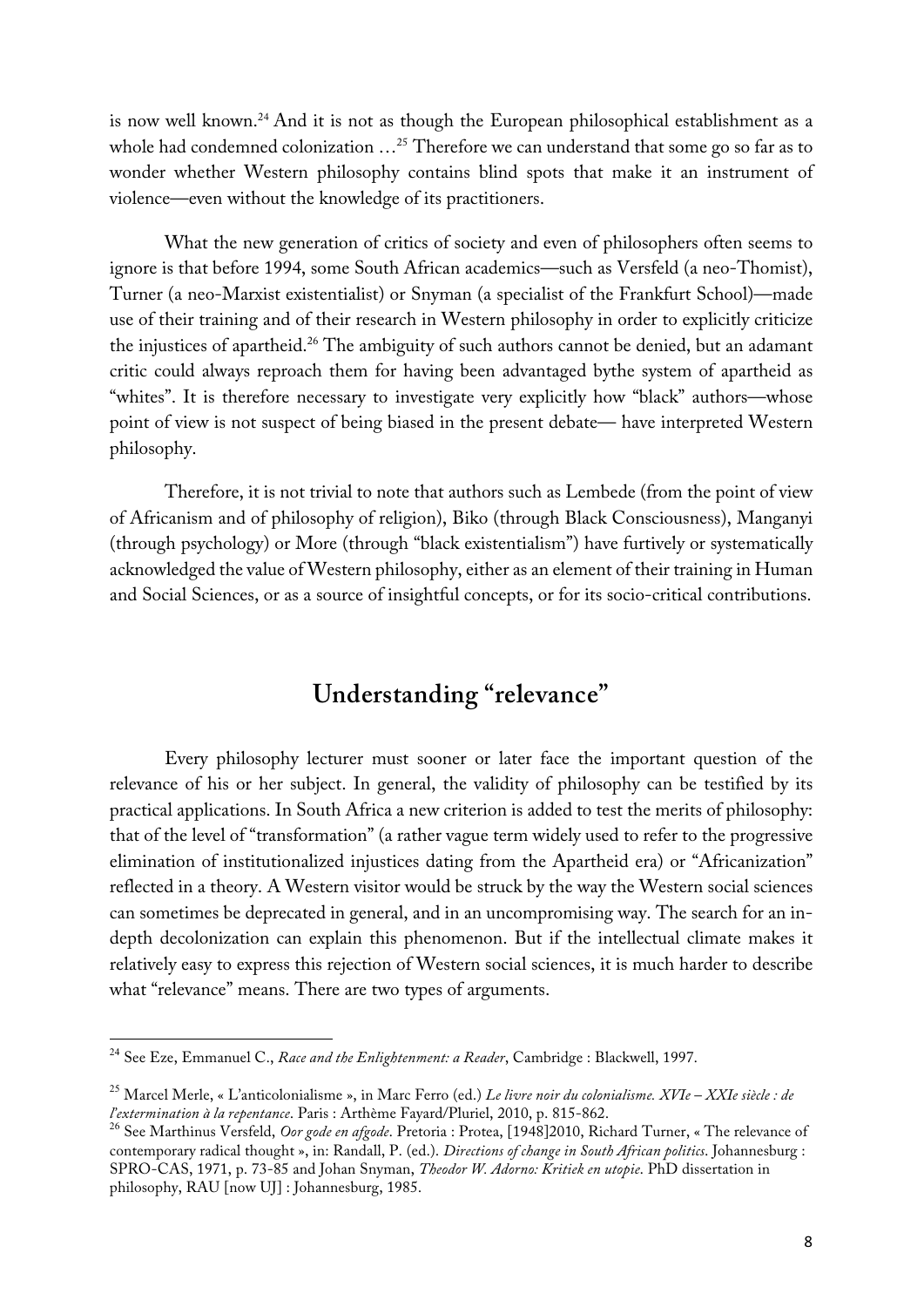is now well known.[24] And it is not as though the European philosophical establishment as a whole had condemned colonization …[25] Therefore we can understand that some go so far as to wonder whether Western philosophy contains blind spots that make it an instrument of violence—even without the knowledge of its practitioners.

What the new generation of critics of society and even of philosophers often seems to ignore is that before 1994, some South African academics—such as Versfeld (a neo-Thomist), Turner (a neo-Marxist existentialist) or Snyman (a specialist of the Frankfurt School)—made use of their training and of their research in Western philosophy in order to explicitly criticize the injustices of apartheid.[26] The ambiguity of such authors cannot be denied, but an adamant critic could always reproach them for having been advantaged bythe system of apartheid as "whites". It is therefore necessary to investigate very explicitly how "black" authors—whose point of view is not suspect of being biased in the present debate— have interpreted Western philosophy.

Therefore, it is not trivial to note that authors such as Lembede (from the point of view of Africanism and of philosophy of religion), Biko (through Black Consciousness), Manganyi (through psychology) or More (through "black existentialism") have furtively or systematically acknowledged the value of Western philosophy, either as an element of their training in Human and Social Sciences, or as a source of insightful concepts, or for its socio-critical contributions.

## Understanding "relevance"

Every philosophy lecturer must sooner or later face the important question of the relevance of his or her subject. In general, the validity of philosophy can be testified by its practical applications. In South Africa a new criterion is added to test the merits of philosophy: that of the level of "transformation" (a rather vague term widely used to refer to the progressive elimination of institutionalized injustices dating from the Apartheid era) or "Africanization" reflected in a theory. A Western visitor would be struck by the way the Western social sciences can sometimes be deprecated in general, and in an uncompromising way. The search for an in-depth decolonization can explain this phenomenon. But if the intellectual climate makes it relatively easy to express this rejection of Western social sciences, it is much harder to describe what "relevance" means. There are two types of arguments.

---

[24] See Eze, Emmanuel C., *Race and the Enlightenment: a Reader*, Cambridge : Blackwell, 1997.

[25] Marcel Merle, « L'anticolonialisme », in Marc Ferro (ed.) *Le livre noir du colonialisme. XVIe – XXIe siècle : de l'extermination à la repentance*. Paris : Arthème Fayard/Pluriel, 2010, p. 815-862.

[26] See Marthinus Versfeld, *Oor gode en afgode*. Pretoria : Protea, [1948]2010, Richard Turner, « The relevance of contemporary radical thought », in: Randall, P. (ed.). *Directions of change in South African politics*. Johannesburg : SPRO-CAS, 1971, p. 73-85 and Johan Snyman, *Theodor W. Adorno: Kritiek en utopie*. PhD dissertation in philosophy, RAU [now UJ] : Johannesburg, 1985.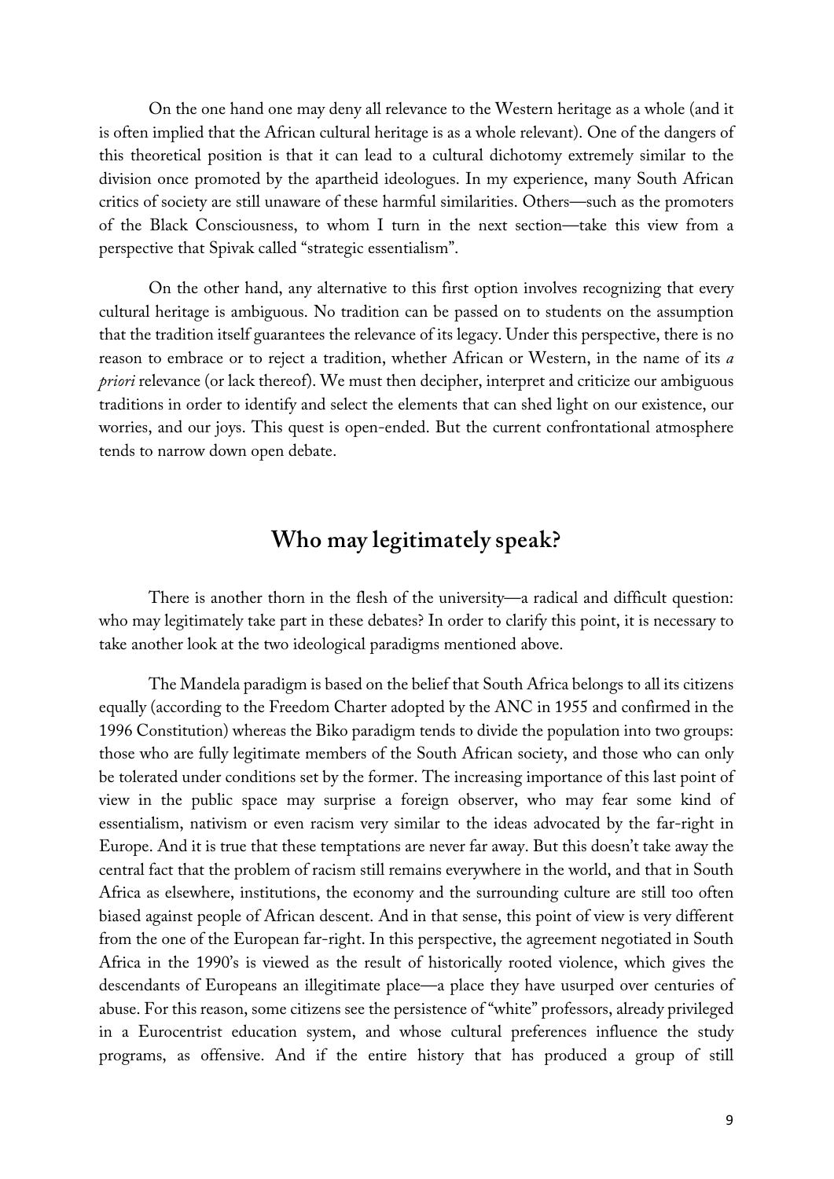On the one hand one may deny all relevance to the Western heritage as a whole (and it is often implied that the African cultural heritage is as a whole relevant). One of the dangers of this theoretical position is that it can lead to a cultural dichotomy extremely similar to the division once promoted by the apartheid ideologues. In my experience, many South African critics of society are still unaware of these harmful similarities. Others—such as the promoters of the Black Consciousness, to whom I turn in the next section—take this view from a perspective that Spivak called "strategic essentialism".

On the other hand, any alternative to this first option involves recognizing that every cultural heritage is ambiguous. No tradition can be passed on to students on the assumption that the tradition itself guarantees the relevance of its legacy. Under this perspective, there is no reason to embrace or to reject a tradition, whether African or Western, in the name of its *a priori* relevance (or lack thereof). We must then decipher, interpret and criticize our ambiguous traditions in order to identify and select the elements that can shed light on our existence, our worries, and our joys. This quest is open-ended. But the current confrontational atmosphere tends to narrow down open debate.

## Who may legitimately speak?

There is another thorn in the flesh of the university—a radical and difficult question: who may legitimately take part in these debates? In order to clarify this point, it is necessary to take another look at the two ideological paradigms mentioned above.

The Mandela paradigm is based on the belief that South Africa belongs to all its citizens equally (according to the Freedom Charter adopted by the ANC in 1955 and confirmed in the 1996 Constitution) whereas the Biko paradigm tends to divide the population into two groups: those who are fully legitimate members of the South African society, and those who can only be tolerated under conditions set by the former. The increasing importance of this last point of view in the public space may surprise a foreign observer, who may fear some kind of essentialism, nativism or even racism very similar to the ideas advocated by the far-right in Europe. And it is true that these temptations are never far away. But this doesn't take away the central fact that the problem of racism still remains everywhere in the world, and that in South Africa as elsewhere, institutions, the economy and the surrounding culture are still too often biased against people of African descent. And in that sense, this point of view is very different from the one of the European far-right. In this perspective, the agreement negotiated in South Africa in the 1990's is viewed as the result of historically rooted violence, which gives the descendants of Europeans an illegitimate place—a place they have usurped over centuries of abuse. For this reason, some citizens see the persistence of "white" professors, already privileged in a Eurocentrist education system, and whose cultural preferences influence the study programs, as offensive. And if the entire history that has produced a group of still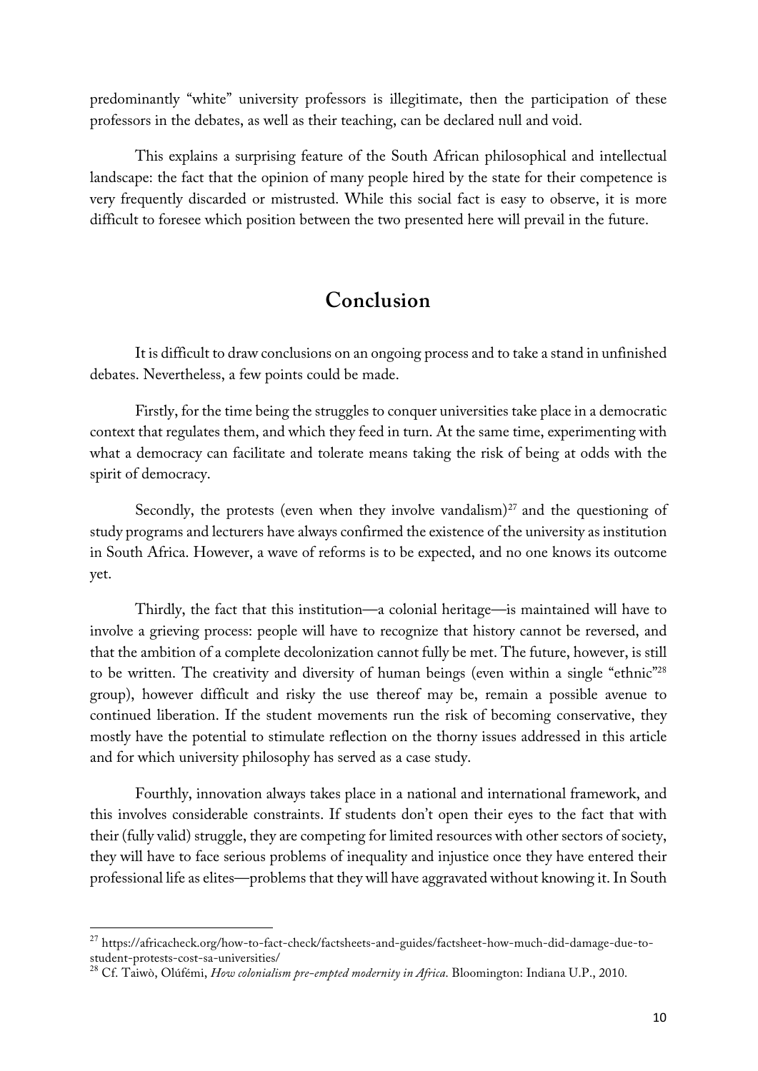predominantly "white" university professors is illegitimate, then the participation of these professors in the debates, as well as their teaching, can be declared null and void.

This explains a surprising feature of the South African philosophical and intellectual landscape: the fact that the opinion of many people hired by the state for their competence is very frequently discarded or mistrusted. While this social fact is easy to observe, it is more difficult to foresee which position between the two presented here will prevail in the future.

## Conclusion

It is difficult to draw conclusions on an ongoing process and to take a stand in unfinished debates. Nevertheless, a few points could be made.

Firstly, for the time being the struggles to conquer universities take place in a democratic context that regulates them, and which they feed in turn. At the same time, experimenting with what a democracy can facilitate and tolerate means taking the risk of being at odds with the spirit of democracy.

Secondly, the protests (even when they involve vandalism)[27] and the questioning of study programs and lecturers have always confirmed the existence of the university as institution in South Africa. However, a wave of reforms is to be expected, and no one knows its outcome yet.

Thirdly, the fact that this institution—a colonial heritage—is maintained will have to involve a grieving process: people will have to recognize that history cannot be reversed, and that the ambition of a complete decolonization cannot fully be met. The future, however, is still to be written. The creativity and diversity of human beings (even within a single "ethnic"[28] group), however difficult and risky the use thereof may be, remain a possible avenue to continued liberation. If the student movements run the risk of becoming conservative, they mostly have the potential to stimulate reflection on the thorny issues addressed in this article and for which university philosophy has served as a case study.

Fourthly, innovation always takes place in a national and international framework, and this involves considerable constraints. If students don't open their eyes to the fact that with their (fully valid) struggle, they are competing for limited resources with other sectors of society, they will have to face serious problems of inequality and injustice once they have entered their professional life as elites—problems that they will have aggravated without knowing it. In South

---

[27] https://africacheck.org/how-to-fact-check/factsheets-and-guides/factsheet-how-much-did-damage-due-to-student-protests-cost-sa-universities/

[28] Cf. Taiwò, Olúfémi, *How colonialism pre-empted modernity in Africa*. Bloomington: Indiana U.P., 2010.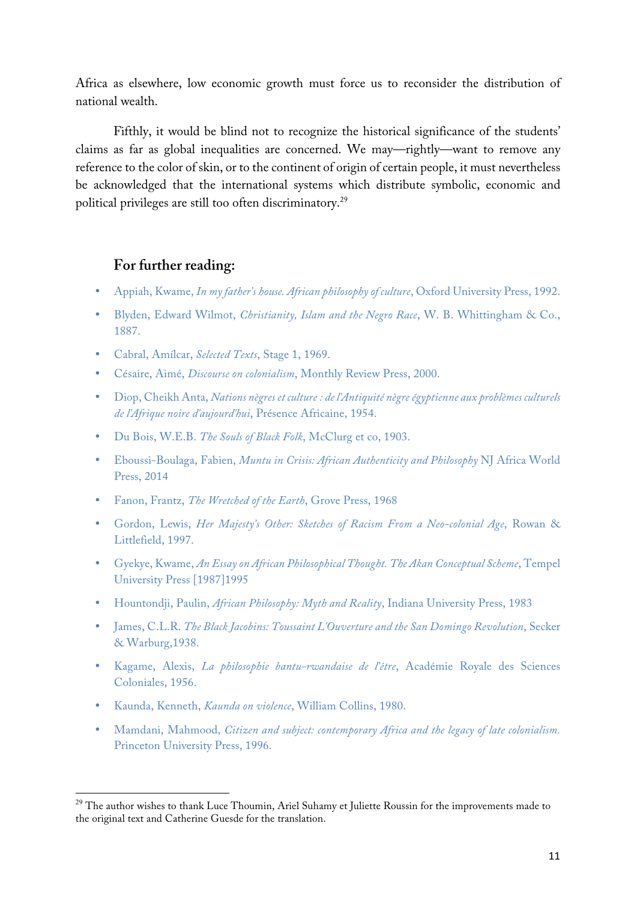Africa as elsewhere, low economic growth must force us to reconsider the distribution of national wealth.

Fifthly, it would be blind not to recognize the historical significance of the students' claims as far as global inequalities are concerned. We may—rightly—want to remove any reference to the color of skin, or to the continent of origin of certain people, it must nevertheless be acknowledged that the international systems which distribute symbolic, economic and political privileges are still too often discriminatory.[29]

## For further reading:

- Appiah, Kwame, *In my father's house. African philosophy of culture*, Oxford University Press, 1992.
- Blyden, Edward Wilmot, *Christianity, Islam and the Negro Race*, W. B. Whittingham & Co., 1887.
- Cabral, Amílcar, *Selected Texts*, Stage 1, 1969.
- Césaire, Aimé, *Discourse on colonialism*, Monthly Review Press, 2000.
- Diop, Cheikh Anta, *Nations nègres et culture : de l'Antiquité nègre égyptienne aux problèmes culturels de l'Afrique noire d'aujourd'hui*, Présence Africaine, 1954.
- Du Bois, W.E.B. *The Souls of Black Folk*, McClurg et co, 1903.
- Eboussi-Boulaga, Fabien, *Muntu in Crisis: African Authenticity and Philosophy* NJ Africa World Press, 2014
- Fanon, Frantz, *The Wretched of the Earth*, Grove Press, 1968
- Gordon, Lewis, *Her Majesty's Other: Sketches of Racism From a Neo-colonial Age*, Rowan & Littlefield, 1997.
- Gyekye, Kwame, *An Essay on African Philosophical Thought. The Akan Conceptual Scheme*, Tempel University Press [1987]1995
- Hountondji, Paulin, *African Philosophy: Myth and Reality*, Indiana University Press, 1983
- James, C.L.R. *The Black Jacobins: Toussaint L'Ouverture and the San Domingo Revolution*, Secker & Warburg,1938.
- Kagame, Alexis, *La philosophie bantu-rwandaise de l'être*, Académie Royale des Sciences Coloniales, 1956.
- Kaunda, Kenneth, *Kaunda on violence*, William Collins, 1980.
- Mamdani, Mahmood, *Citizen and subject: contemporary Africa and the legacy of late colonialism.* Princeton University Press, 1996.

[29] The author wishes to thank Luce Thoumin, Ariel Suhamy et Juliette Roussin for the improvements made to the original text and Catherine Guesde for the translation.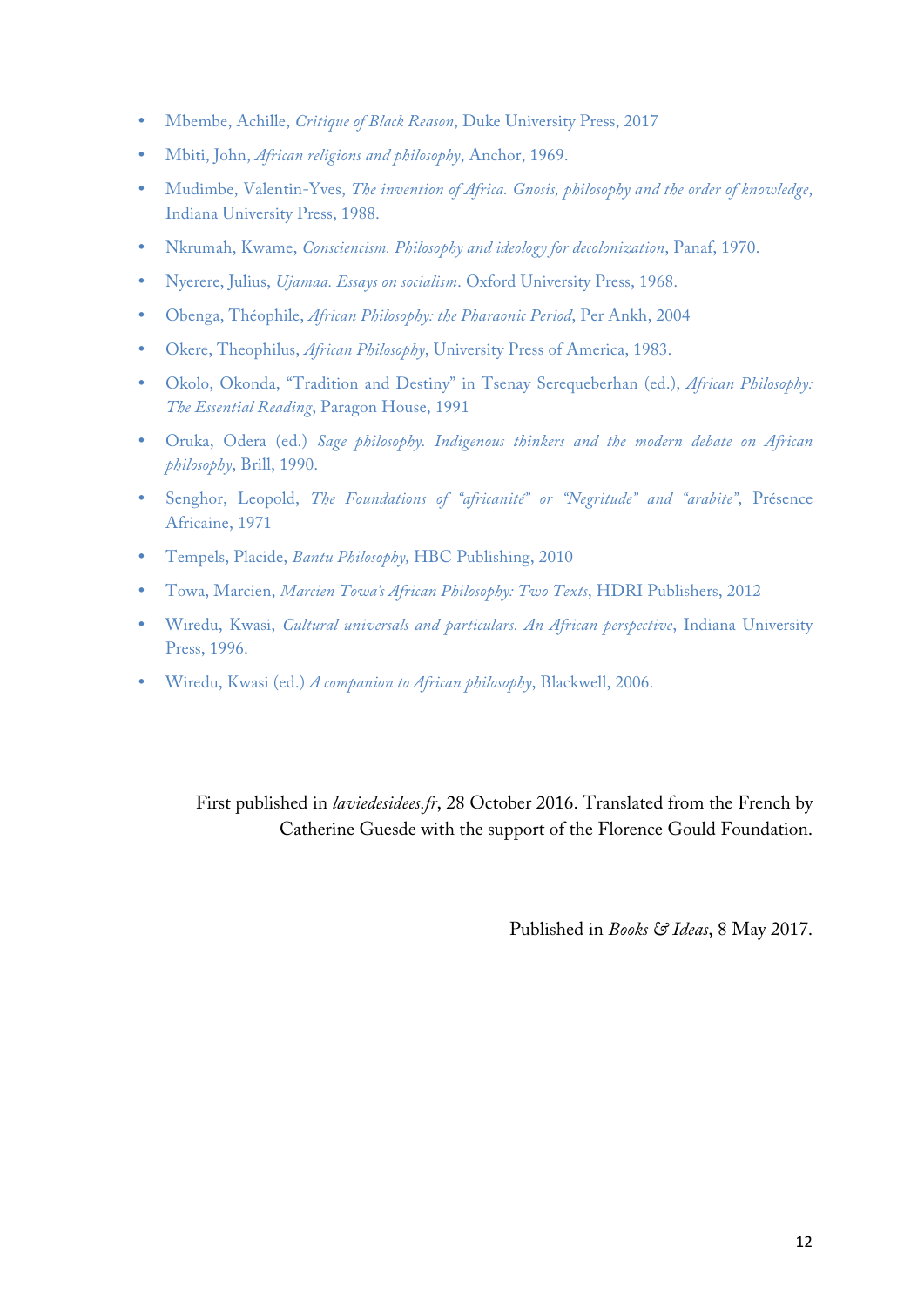- Mbembe, Achille, *Critique of Black Reason*, Duke University Press, 2017
- Mbiti, John, *African religions and philosophy*, Anchor, 1969.
- Mudimbe, Valentin-Yves, *The invention of Africa. Gnosis, philosophy and the order of knowledge*, Indiana University Press, 1988.
- Nkrumah, Kwame, *Consciencism. Philosophy and ideology for decolonization*, Panaf, 1970.
- Nyerere, Julius, *Ujamaa. Essays on socialism*. Oxford University Press, 1968.
- Obenga, Théophile, *African Philosophy: the Pharaonic Period*, Per Ankh, 2004
- Okere, Theophilus, *African Philosophy*, University Press of America, 1983.
- Okolo, Okonda, "Tradition and Destiny" in Tsenay Serequeberhan (ed.), *African Philosophy: The Essential Reading*, Paragon House, 1991
- Oruka, Odera (ed.) *Sage philosophy. Indigenous thinkers and the modern debate on African philosophy*, Brill, 1990.
- Senghor, Leopold, *The Foundations of "africanité" or "Negritude" and "arabite"*, Présence Africaine, 1971
- Tempels, Placide, *Bantu Philosophy,* HBC Publishing, 2010
- Towa, Marcien, *Marcien Towa's African Philosophy: Two Texts*, HDRI Publishers, 2012
- Wiredu, Kwasi, *Cultural universals and particulars. An African perspective*, Indiana University Press, 1996.
- Wiredu, Kwasi (ed.) *A companion to African philosophy*, Blackwell, 2006.

First published in *laviedesidees.fr*, 28 October 2016. Translated from the French by Catherine Guesde with the support of the Florence Gould Foundation.

Published in *Books & Ideas*, 8 May 2017.